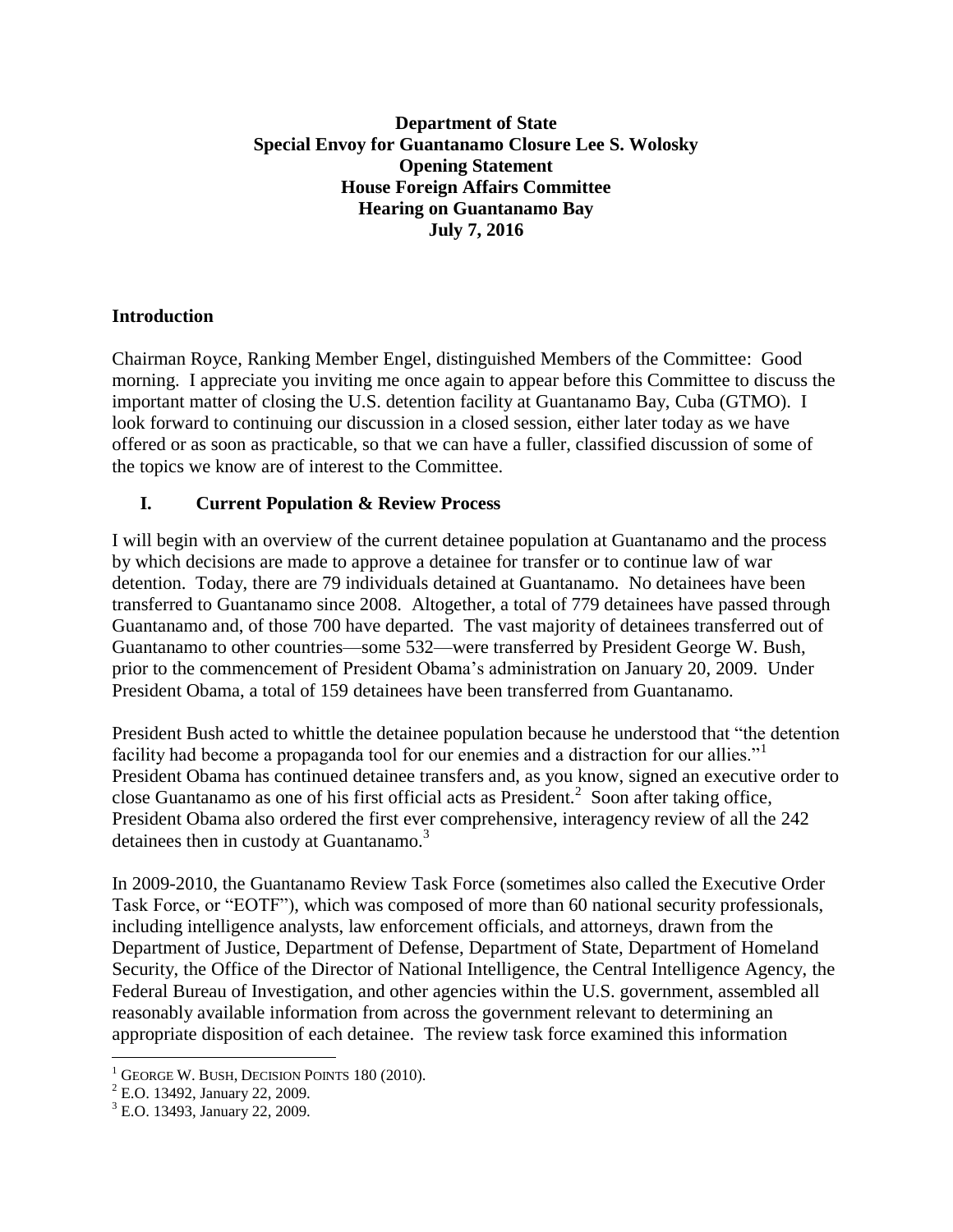**Department of State**
**Special Envoy for Guantanamo Closure Lee S. Wolosky**
**Opening Statement**
**House Foreign Affairs Committee**
**Hearing on Guantanamo Bay**
**July 7, 2016**

## Introduction

Chairman Royce, Ranking Member Engel, distinguished Members of the Committee: Good morning. I appreciate you inviting me once again to appear before this Committee to discuss the important matter of closing the U.S. detention facility at Guantanamo Bay, Cuba (GTMO). I look forward to continuing our discussion in a closed session, either later today as we have offered or as soon as practicable, so that we can have a fuller, classified discussion of some of the topics we know are of interest to the Committee.

## I. Current Population & Review Process

I will begin with an overview of the current detainee population at Guantanamo and the process by which decisions are made to approve a detainee for transfer or to continue law of war detention. Today, there are 79 individuals detained at Guantanamo. No detainees have been transferred to Guantanamo since 2008. Altogether, a total of 779 detainees have passed through Guantanamo and, of those 700 have departed. The vast majority of detainees transferred out of Guantanamo to other countries—some 532—were transferred by President George W. Bush, prior to the commencement of President Obama's administration on January 20, 2009. Under President Obama, a total of 159 detainees have been transferred from Guantanamo.

President Bush acted to whittle the detainee population because he understood that "the detention facility had become a propaganda tool for our enemies and a distraction for our allies."[1] President Obama has continued detainee transfers and, as you know, signed an executive order to close Guantanamo as one of his first official acts as President.[2] Soon after taking office, President Obama also ordered the first ever comprehensive, interagency review of all the 242 detainees then in custody at Guantanamo.[3]

In 2009-2010, the Guantanamo Review Task Force (sometimes also called the Executive Order Task Force, or "EOTF"), which was composed of more than 60 national security professionals, including intelligence analysts, law enforcement officials, and attorneys, drawn from the Department of Justice, Department of Defense, Department of State, Department of Homeland Security, the Office of the Director of National Intelligence, the Central Intelligence Agency, the Federal Bureau of Investigation, and other agencies within the U.S. government, assembled all reasonably available information from across the government relevant to determining an appropriate disposition of each detainee. The review task force examined this information

---

[1] George W. Bush, Decision Points 180 (2010).

[2] E.O. 13492, January 22, 2009.

[3] E.O. 13493, January 22, 2009.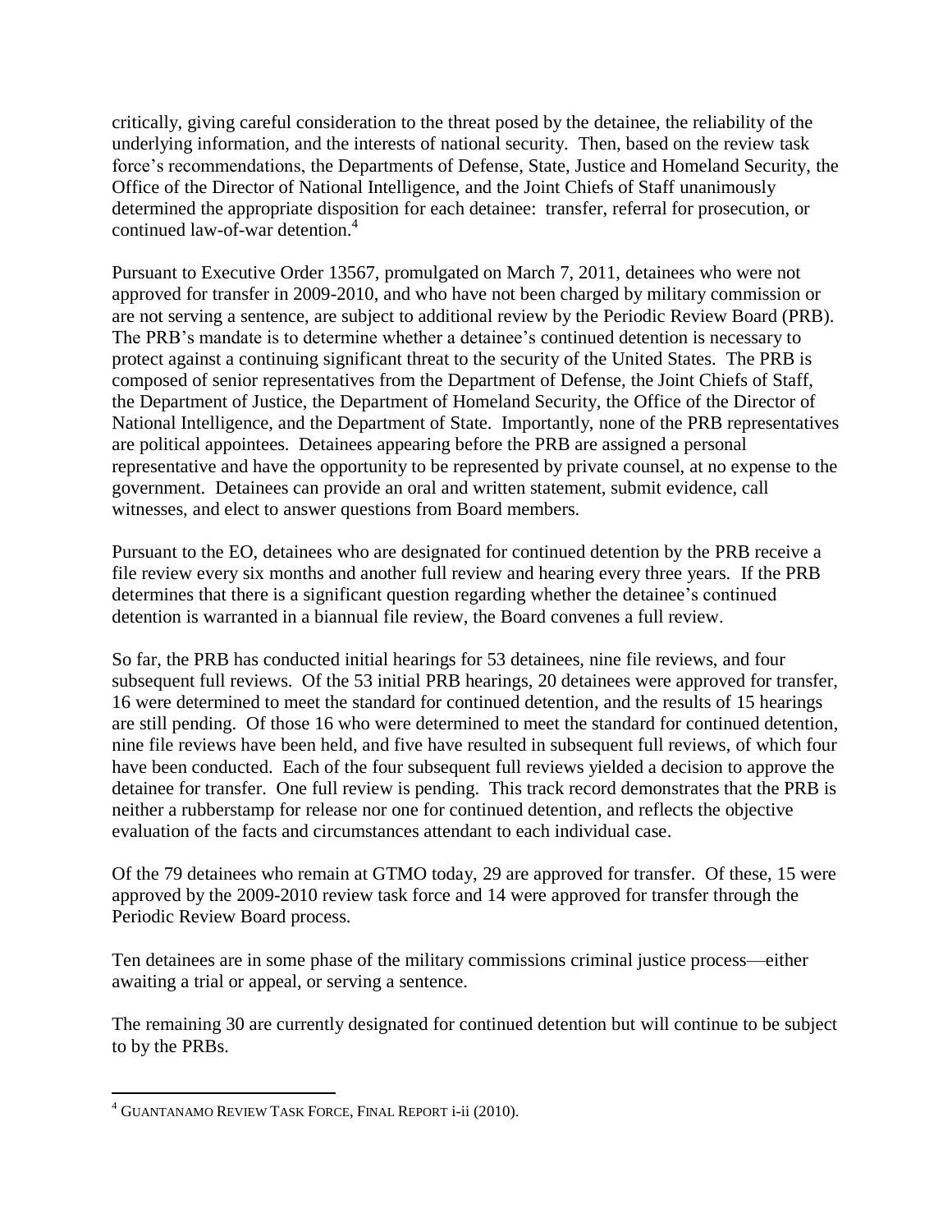critically, giving careful consideration to the threat posed by the detainee, the reliability of the underlying information, and the interests of national security. Then, based on the review task force's recommendations, the Departments of Defense, State, Justice and Homeland Security, the Office of the Director of National Intelligence, and the Joint Chiefs of Staff unanimously determined the appropriate disposition for each detainee: transfer, referral for prosecution, or continued law-of-war detention.[4]

Pursuant to Executive Order 13567, promulgated on March 7, 2011, detainees who were not approved for transfer in 2009-2010, and who have not been charged by military commission or are not serving a sentence, are subject to additional review by the Periodic Review Board (PRB). The PRB's mandate is to determine whether a detainee's continued detention is necessary to protect against a continuing significant threat to the security of the United States. The PRB is composed of senior representatives from the Department of Defense, the Joint Chiefs of Staff, the Department of Justice, the Department of Homeland Security, the Office of the Director of National Intelligence, and the Department of State. Importantly, none of the PRB representatives are political appointees. Detainees appearing before the PRB are assigned a personal representative and have the opportunity to be represented by private counsel, at no expense to the government. Detainees can provide an oral and written statement, submit evidence, call witnesses, and elect to answer questions from Board members.

Pursuant to the EO, detainees who are designated for continued detention by the PRB receive a file review every six months and another full review and hearing every three years. If the PRB determines that there is a significant question regarding whether the detainee's continued detention is warranted in a biannual file review, the Board convenes a full review.

So far, the PRB has conducted initial hearings for 53 detainees, nine file reviews, and four subsequent full reviews. Of the 53 initial PRB hearings, 20 detainees were approved for transfer, 16 were determined to meet the standard for continued detention, and the results of 15 hearings are still pending. Of those 16 who were determined to meet the standard for continued detention, nine file reviews have been held, and five have resulted in subsequent full reviews, of which four have been conducted. Each of the four subsequent full reviews yielded a decision to approve the detainee for transfer. One full review is pending. This track record demonstrates that the PRB is neither a rubberstamp for release nor one for continued detention, and reflects the objective evaluation of the facts and circumstances attendant to each individual case.

Of the 79 detainees who remain at GTMO today, 29 are approved for transfer. Of these, 15 were approved by the 2009-2010 review task force and 14 were approved for transfer through the Periodic Review Board process.

Ten detainees are in some phase of the military commissions criminal justice process—either awaiting a trial or appeal, or serving a sentence.

The remaining 30 are currently designated for continued detention but will continue to be subject to by the PRBs.

---

[4] GUANTANAMO REVIEW TASK FORCE, FINAL REPORT i-ii (2010).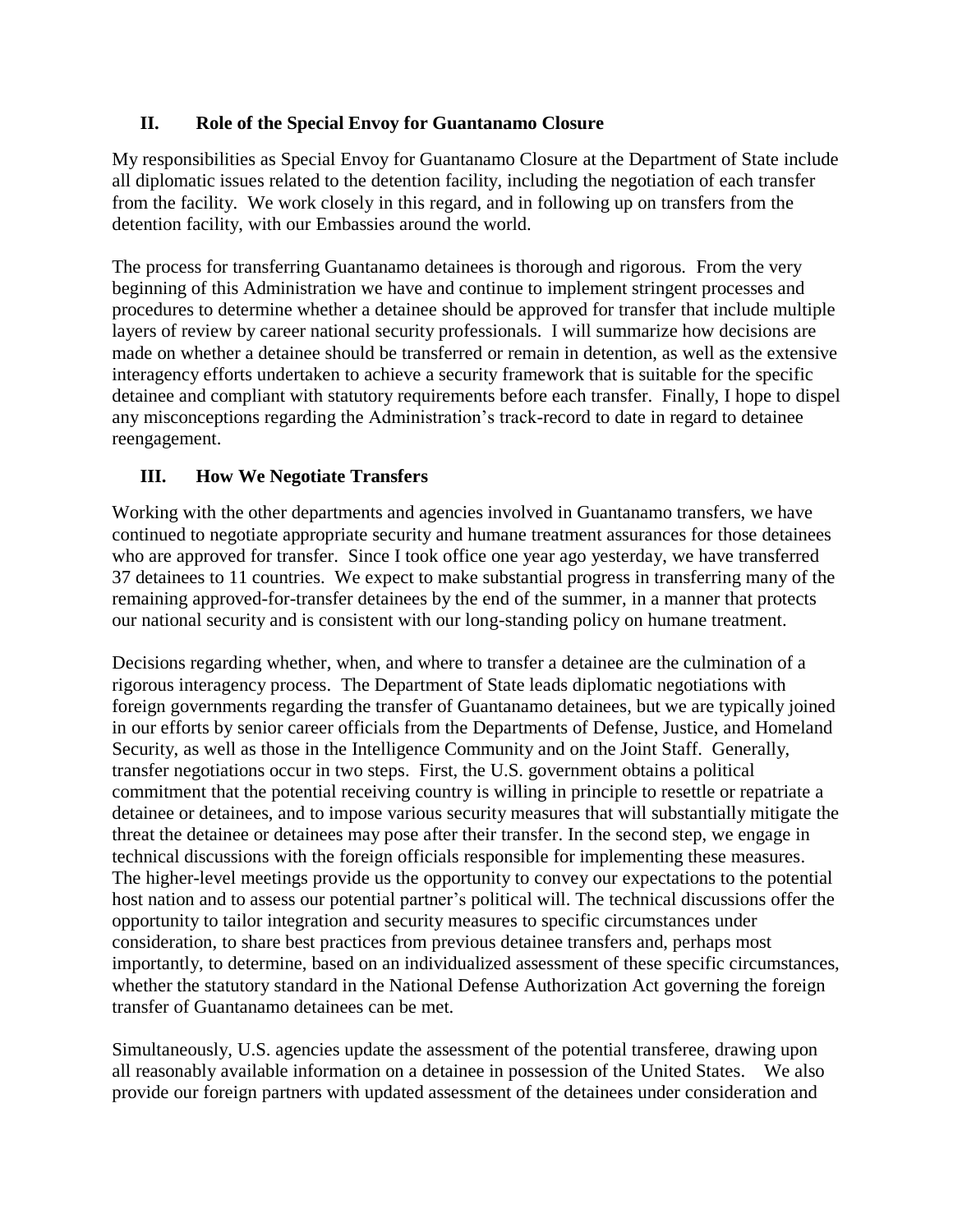## II. Role of the Special Envoy for Guantanamo Closure

My responsibilities as Special Envoy for Guantanamo Closure at the Department of State include all diplomatic issues related to the detention facility, including the negotiation of each transfer from the facility. We work closely in this regard, and in following up on transfers from the detention facility, with our Embassies around the world.

The process for transferring Guantanamo detainees is thorough and rigorous. From the very beginning of this Administration we have and continue to implement stringent processes and procedures to determine whether a detainee should be approved for transfer that include multiple layers of review by career national security professionals. I will summarize how decisions are made on whether a detainee should be transferred or remain in detention, as well as the extensive interagency efforts undertaken to achieve a security framework that is suitable for the specific detainee and compliant with statutory requirements before each transfer. Finally, I hope to dispel any misconceptions regarding the Administration's track-record to date in regard to detainee reengagement.

## III. How We Negotiate Transfers

Working with the other departments and agencies involved in Guantanamo transfers, we have continued to negotiate appropriate security and humane treatment assurances for those detainees who are approved for transfer. Since I took office one year ago yesterday, we have transferred 37 detainees to 11 countries. We expect to make substantial progress in transferring many of the remaining approved-for-transfer detainees by the end of the summer, in a manner that protects our national security and is consistent with our long-standing policy on humane treatment.

Decisions regarding whether, when, and where to transfer a detainee are the culmination of a rigorous interagency process. The Department of State leads diplomatic negotiations with foreign governments regarding the transfer of Guantanamo detainees, but we are typically joined in our efforts by senior career officials from the Departments of Defense, Justice, and Homeland Security, as well as those in the Intelligence Community and on the Joint Staff. Generally, transfer negotiations occur in two steps. First, the U.S. government obtains a political commitment that the potential receiving country is willing in principle to resettle or repatriate a detainee or detainees, and to impose various security measures that will substantially mitigate the threat the detainee or detainees may pose after their transfer. In the second step, we engage in technical discussions with the foreign officials responsible for implementing these measures. The higher-level meetings provide us the opportunity to convey our expectations to the potential host nation and to assess our potential partner's political will. The technical discussions offer the opportunity to tailor integration and security measures to specific circumstances under consideration, to share best practices from previous detainee transfers and, perhaps most importantly, to determine, based on an individualized assessment of these specific circumstances, whether the statutory standard in the National Defense Authorization Act governing the foreign transfer of Guantanamo detainees can be met.

Simultaneously, U.S. agencies update the assessment of the potential transferee, drawing upon all reasonably available information on a detainee in possession of the United States. We also provide our foreign partners with updated assessment of the detainees under consideration and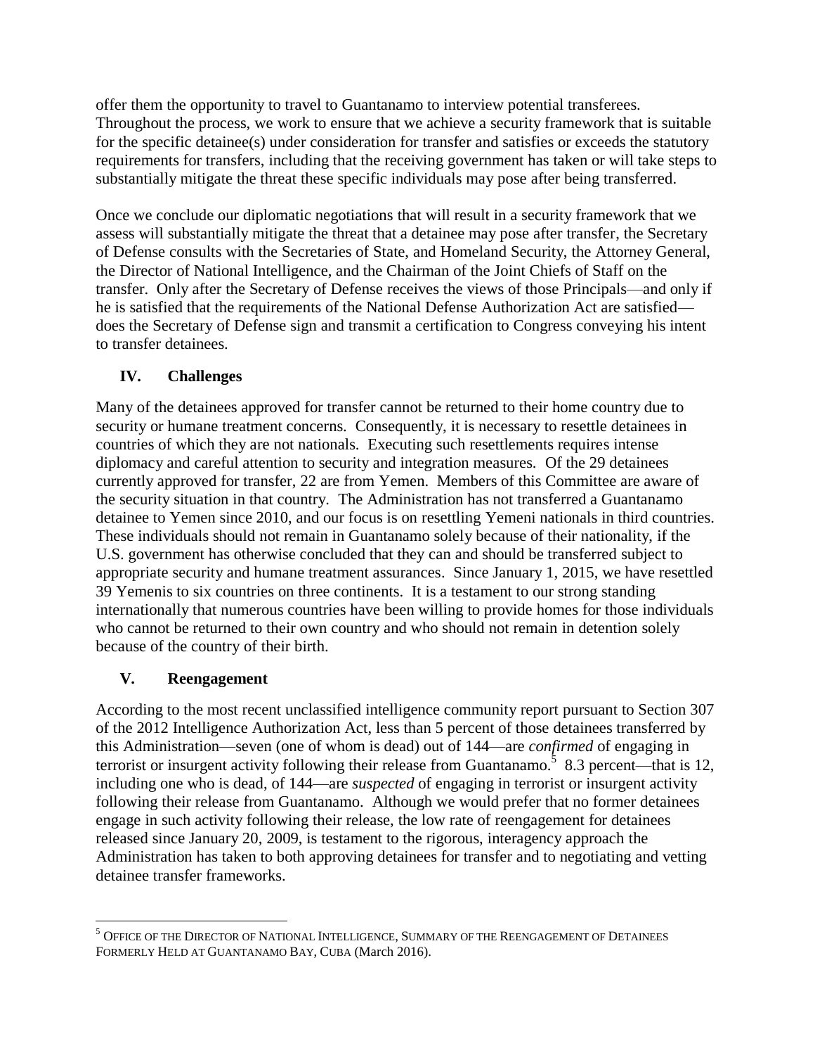offer them the opportunity to travel to Guantanamo to interview potential transferees. Throughout the process, we work to ensure that we achieve a security framework that is suitable for the specific detainee(s) under consideration for transfer and satisfies or exceeds the statutory requirements for transfers, including that the receiving government has taken or will take steps to substantially mitigate the threat these specific individuals may pose after being transferred.

Once we conclude our diplomatic negotiations that will result in a security framework that we assess will substantially mitigate the threat that a detainee may pose after transfer, the Secretary of Defense consults with the Secretaries of State, and Homeland Security, the Attorney General, the Director of National Intelligence, and the Chairman of the Joint Chiefs of Staff on the transfer. Only after the Secretary of Defense receives the views of those Principals—and only if he is satisfied that the requirements of the National Defense Authorization Act are satisfied—does the Secretary of Defense sign and transmit a certification to Congress conveying his intent to transfer detainees.

## IV. Challenges

Many of the detainees approved for transfer cannot be returned to their home country due to security or humane treatment concerns. Consequently, it is necessary to resettle detainees in countries of which they are not nationals. Executing such resettlements requires intense diplomacy and careful attention to security and integration measures. Of the 29 detainees currently approved for transfer, 22 are from Yemen. Members of this Committee are aware of the security situation in that country. The Administration has not transferred a Guantanamo detainee to Yemen since 2010, and our focus is on resettling Yemeni nationals in third countries. These individuals should not remain in Guantanamo solely because of their nationality, if the U.S. government has otherwise concluded that they can and should be transferred subject to appropriate security and humane treatment assurances. Since January 1, 2015, we have resettled 39 Yemenis to six countries on three continents. It is a testament to our strong standing internationally that numerous countries have been willing to provide homes for those individuals who cannot be returned to their own country and who should not remain in detention solely because of the country of their birth.

## V. Reengagement

According to the most recent unclassified intelligence community report pursuant to Section 307 of the 2012 Intelligence Authorization Act, less than 5 percent of those detainees transferred by this Administration—seven (one of whom is dead) out of 144—are *confirmed* of engaging in terrorist or insurgent activity following their release from Guantanamo.[5] 8.3 percent—that is 12, including one who is dead, of 144—are *suspected* of engaging in terrorist or insurgent activity following their release from Guantanamo. Although we would prefer that no former detainees engage in such activity following their release, the low rate of reengagement for detainees released since January 20, 2009, is testament to the rigorous, interagency approach the Administration has taken to both approving detainees for transfer and to negotiating and vetting detainee transfer frameworks.

---

[5] Office of the Director of National Intelligence, Summary of the Reengagement of Detainees Formerly Held at Guantanamo Bay, Cuba (March 2016).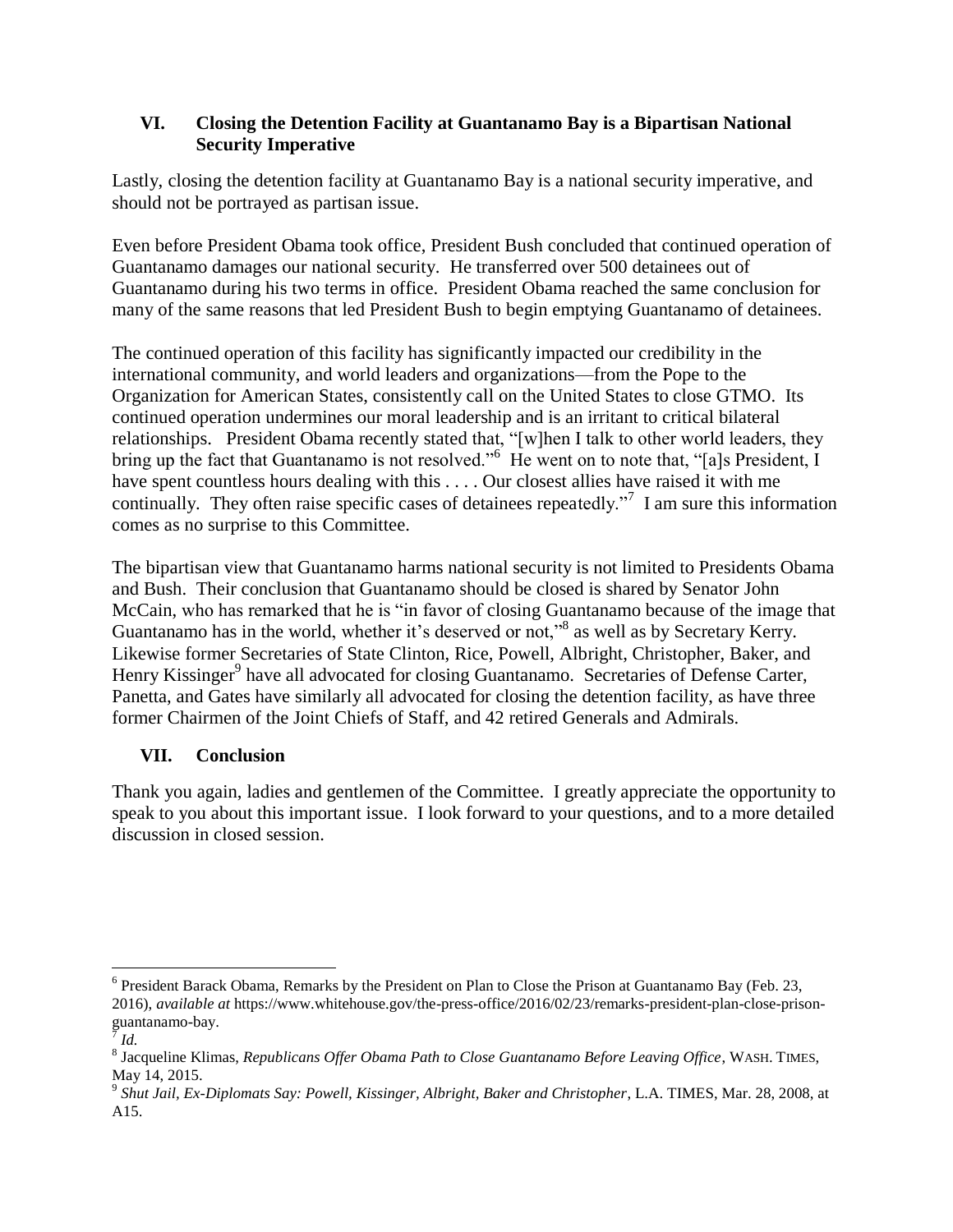## VI. Closing the Detention Facility at Guantanamo Bay is a Bipartisan National Security Imperative

Lastly, closing the detention facility at Guantanamo Bay is a national security imperative, and should not be portrayed as partisan issue.

Even before President Obama took office, President Bush concluded that continued operation of Guantanamo damages our national security. He transferred over 500 detainees out of Guantanamo during his two terms in office. President Obama reached the same conclusion for many of the same reasons that led President Bush to begin emptying Guantanamo of detainees.

The continued operation of this facility has significantly impacted our credibility in the international community, and world leaders and organizations—from the Pope to the Organization for American States, consistently call on the United States to close GTMO. Its continued operation undermines our moral leadership and is an irritant to critical bilateral relationships. President Obama recently stated that, "[w]hen I talk to other world leaders, they bring up the fact that Guantanamo is not resolved."[6] He went on to note that, "[a]s President, I have spent countless hours dealing with this . . . . Our closest allies have raised it with me continually. They often raise specific cases of detainees repeatedly."[7] I am sure this information comes as no surprise to this Committee.

The bipartisan view that Guantanamo harms national security is not limited to Presidents Obama and Bush. Their conclusion that Guantanamo should be closed is shared by Senator John McCain, who has remarked that he is "in favor of closing Guantanamo because of the image that Guantanamo has in the world, whether it's deserved or not,"[8] as well as by Secretary Kerry. Likewise former Secretaries of State Clinton, Rice, Powell, Albright, Christopher, Baker, and Henry Kissinger[9] have all advocated for closing Guantanamo. Secretaries of Defense Carter, Panetta, and Gates have similarly all advocated for closing the detention facility, as have three former Chairmen of the Joint Chiefs of Staff, and 42 retired Generals and Admirals.

## VII. Conclusion

Thank you again, ladies and gentlemen of the Committee. I greatly appreciate the opportunity to speak to you about this important issue. I look forward to your questions, and to a more detailed discussion in closed session.

---

[6] President Barack Obama, Remarks by the President on Plan to Close the Prison at Guantanamo Bay (Feb. 23, 2016), *available at* https://www.whitehouse.gov/the-press-office/2016/02/23/remarks-president-plan-close-prison-guantanamo-bay.

[7] *Id.*

[8] Jacqueline Klimas, *Republicans Offer Obama Path to Close Guantanamo Before Leaving Office*, WASH. TIMES, May 14, 2015.

[9] *Shut Jail, Ex-Diplomats Say: Powell, Kissinger, Albright, Baker and Christopher*, L.A. TIMES, Mar. 28, 2008, at A15.